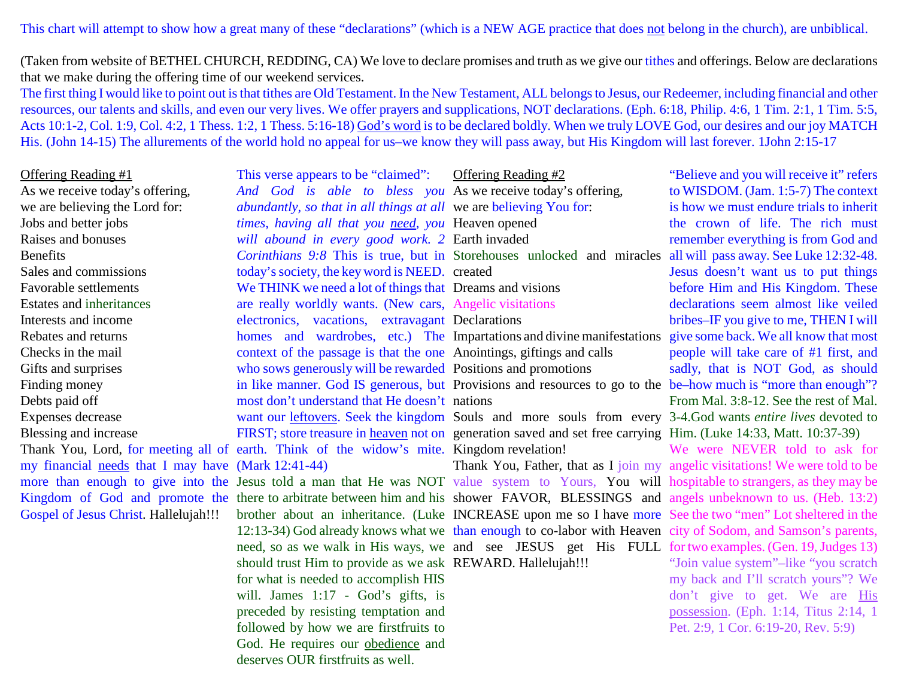This chart will attempt to show how a great many of these "declarations" (which is a NEW AGE practice that does not belong in the church), are unbiblical.

(Taken from website of BETHEL CHURCH, REDDING, CA) We love to declare promises and truth as we give our tithes and offerings. Below are declarations that we make during the offering time of our weekend services.

The first thing I would like to point out is that tithes are Old Testament. In the New Testament, ALL belongs to Jesus, our Redeemer, including financial and other resources, our talents and skills, and even our very lives. We offer prayers and supplications, NOT declarations. (Eph. 6:18, Philip. 4:6, 1 Tim. 2:1, 1 Tim. 5:5, Acts 10:1-2, Col. 1:9, Col. 4:2, 1 Thess. 1:2, 1 Thess. 5:16-18) God's word is to be declared boldly. When we truly LOVE God, our desires and our joy MATCH His. (John 14-15) The allurements of the world hold no appeal for us–we know they will pass away, but His Kingdom will last forever. 1John 2:15-17

Offering Reading #1

As we receive today's offering,
we are believing the Lord for:
Jobs and better jobs
Raises and bonuses
Benefits
Sales and commissions
Favorable settlements
Estates and inheritances
Interests and income
Rebates and returns
Checks in the mail
Gifts and surprises
Finding money
Debts paid off
Expenses decrease
Blessing and increase
Thank You, Lord, for meeting all of my financial needs that I may have more than enough to give into the Kingdom of God and promote the Gospel of Jesus Christ. Hallelujah!!!

This verse appears to be "claimed": *And God is able to bless you abundantly, so that in all things at all times, having all that you need, you will abound in every good work. 2 Corinthians 9:8* This is true, but in today's society, the key word is NEED. We THINK we need a lot of things that are really worldly wants. (New cars, electronics, vacations, extravagant homes and wardrobes, etc.) The context of the passage is that the one who sows generously will be rewarded in like manner. God IS generous, but most don't understand that He doesn't want our leftovers. Seek the kingdom FIRST; store treasure in heaven not on earth. Think of the widow's mite. (Mark 12:41-44)

Jesus told a man that He was NOT there to arbitrate between him and his brother about an inheritance. (Luke 12:13-34) God already knows what we need, so as we walk in His ways, we should trust Him to provide as we ask for what is needed to accomplish HIS will. James 1:17 - God's gifts, is preceded by resisting temptation and followed by how we are firstfruits to God. He requires our obedience and deserves OUR firstfruits as well.

Offering Reading #2

As we receive today's offering,
we are believing You for:
Heaven opened
Earth invaded
Storehouses unlocked and miracles created
Dreams and visions
Angelic visitations
Declarations
Impartations and divine manifestations
Anointings, giftings and calls
Positions and promotions
Provisions and resources to go to the nations
Souls and more souls from every generation saved and set free carrying Kingdom revelation!
Thank You, Father, that as I join my value system to Yours, You will shower FAVOR, BLESSINGS and INCREASE upon me so I have more than enough to co-labor with Heaven and see JESUS get His FULL REWARD. Hallelujah!!!

"Believe and you will receive it" refers to WISDOM. (Jam. 1:5-7) The context is how we must endure trials to inherit the crown of life. The rich must remember everything is from God and all will pass away. See Luke 12:32-48. Jesus doesn't want us to put things before Him and His Kingdom. These declarations seem almost like veiled bribes–IF you give to me, THEN I will give some back. We all know that most people will take care of #1 first, and sadly, that is NOT God, as should be–how much is "more than enough"? From Mal. 3:8-12. See the rest of Mal. 3-4.God wants *entire lives* devoted to Him. (Luke 14:33, Matt. 10:37-39)

We were NEVER told to ask for angelic visitations! We were told to be hospitable to strangers, as they may be angels unbeknown to us. (Heb. 13:2) See the two "men" Lot sheltered in the city of Sodom, and Samson's parents, for two examples. (Gen. 19, Judges 13)

"Join value system"–like "you scratch my back and I'll scratch yours"? We don't give to get. We are His possession. (Eph. 1:14, Titus 2:14, 1 Pet. 2:9, 1 Cor. 6:19-20, Rev. 5:9)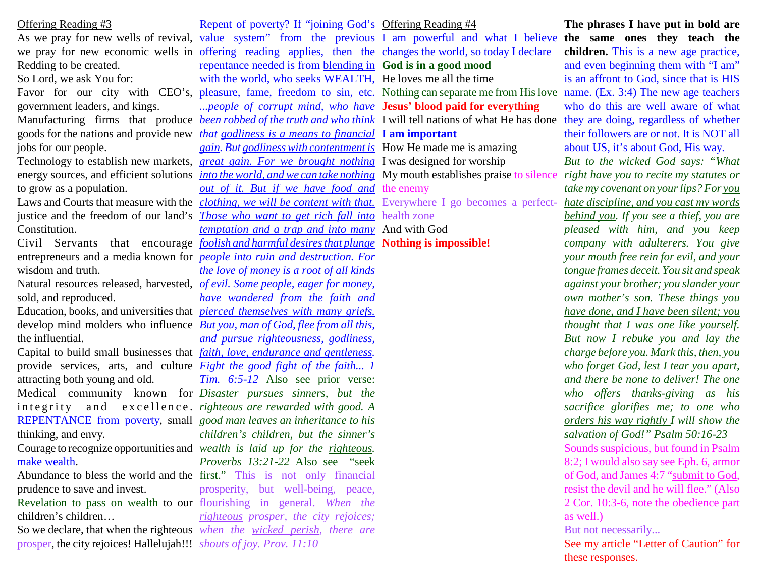Offering Reading #3

As we pray for new wells of revival, we pray for new economic wells in Redding to be created.

So Lord, we ask You for:

Favor for our city with CEO's, government leaders, and kings.

Manufacturing firms that produce goods for the nations and provide new jobs for our people.

Technology to establish new markets, energy sources, and efficient solutions to grow as a population.

Laws and Courts that measure with the justice and the freedom of our land's Constitution.

Civil Servants that encourage entrepreneurs and a media known for wisdom and truth.

Natural resources released, harvested, sold, and reproduced.

Education, books, and universities that develop mind molders who influence the influential.

Capital to build small businesses that provide services, arts, and culture attracting both young and old.

Medical community known for integrity and excellence. REPENTANCE from poverty, small thinking, and envy.

Courage to recognize opportunities and make wealth.

Abundance to bless the world and the prudence to save and invest.

Revelation to pass on wealth to our children's children…

So we declare, that when the righteous prosper, the city rejoices! Hallelujah!!!

Repent of poverty? If "joining God's value system" from the previous offering reading applies, then the repentance needed is from blending in with the world, who seeks WEALTH, pleasure, fame, freedom to sin, etc. *...people of corrupt mind, who have been robbed of the truth and who think that godliness is a means to financial gain. But godliness with contentment is great gain. For we brought nothing into the world, and we can take nothing out of it. But if we have food and clothing, we will be content with that. Those who want to get rich fall into temptation and a trap and into many foolish and harmful desires that plunge people into ruin and destruction. For the love of money is a root of all kinds of evil. Some people, eager for money, have wandered from the faith and pierced themselves with many griefs. But you, man of God, flee from all this, and pursue righteousness, godliness, faith, love, endurance and gentleness. Fight the good fight of the faith... 1 Tim. 6:5-12* Also see prior verse: *Disaster pursues sinners, but the righteous are rewarded with good. A good man leaves an inheritance to his children's children, but the sinner's wealth is laid up for the righteous. Proverbs 13:21-22* Also see "seek first." This is not only financial prosperity, but well-being, peace, flourishing in general. *When the righteous prosper, the city rejoices; when the wicked perish, there are shouts of joy. Prov. 11:10*

Offering Reading #4

I am powerful and what I believe changes the world, so today I declare

**God is in a good mood**

He loves me all the time

Nothing can separate me from His love

**Jesus' blood paid for everything**

I will tell nations of what He has done

**I am important**

How He made me is amazing

I was designed for worship

My mouth establishes praise to silence the enemy

Everywhere I go becomes a perfect-health zone

And with God

**Nothing is impossible!**

**The phrases I have put in bold are the same ones they teach the children.** This is a new age practice, and even beginning them with "I am" is an affront to God, since that is HIS name. (Ex. 3:4) The new age teachers who do this are well aware of what they are doing, regardless of whether their followers are or not. It is NOT all about US, it's about God, His way.

*But to the wicked God says: "What right have you to recite my statutes or take my covenant on your lips? For you hate discipline, and you cast my words behind you. If you see a thief, you are pleased with him, and you keep company with adulterers. You give your mouth free rein for evil, and your tongue frames deceit. You sit and speak against your brother; you slander your own mother's son. These things you have done, and I have been silent; you thought that I was one like yourself. But now I rebuke you and lay the charge before you. Mark this, then, you who forget God, lest I tear you apart, and there be none to deliver! The one who offers thanks-giving as his sacrifice glorifies me; to one who orders his way rightly I will show the salvation of God!" Psalm 50:16-23*

Sounds suspicious, but found in Psalm 8:2; I would also say see Eph. 6, armor of God, and James 4:7 "submit to God, resist the devil and he will flee." (Also 2 Cor. 10:3-6, note the obedience part as well.)

But not necessarily...

See my article "Letter of Caution" for these responses.